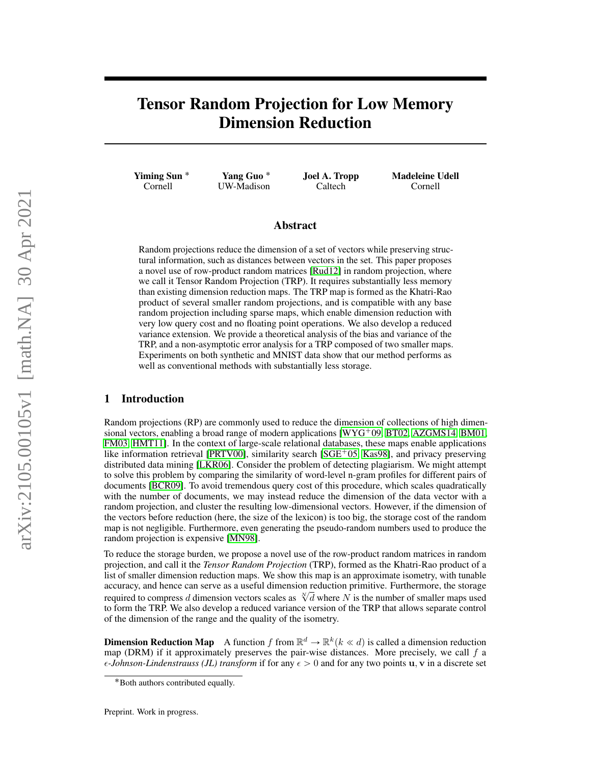# Tensor Random Projection for Low Memory Dimension Reduction

**Yiming Sun** * — Cornell
**Yang Guo** * — UW-Madison
**Joel A. Tropp** — Caltech
**Madeleine Udell** — Cornell

## Abstract

Random projections reduce the dimension of a set of vectors while preserving structural information, such as distances between vectors in the set. This paper proposes a novel use of row-product random matrices [Rud12] in random projection, where we call it Tensor Random Projection (TRP). It requires substantially less memory than existing dimension reduction maps. The TRP map is formed as the Khatri-Rao product of several smaller random projections, and is compatible with any base random projection including sparse maps, which enable dimension reduction with very low query cost and no floating point operations. We also develop a reduced variance extension. We provide a theoretical analysis of the bias and variance of the TRP, and a non-asymptotic error analysis for a TRP composed of two smaller maps. Experiments on both synthetic and MNIST data show that our method performs as well as conventional methods with substantially less storage.

## 1 Introduction

Random projections (RP) are commonly used to reduce the dimension of collections of high dimensional vectors, enabling a broad range of modern applications [WYG+09, BT02, AZGMS14, BM01, FM03, HMT11]. In the context of large-scale relational databases, these maps enable applications like information retrieval [PRTV00], similarity search [SGE+05, Kas98], and privacy preserving distributed data mining [LKR06]. Consider the problem of detecting plagiarism. We might attempt to solve this problem by comparing the similarity of word-level n-gram profiles for different pairs of documents [BCR09]. To avoid tremendous query cost of this procedure, which scales quadratically with the number of documents, we may instead reduce the dimension of the data vector with a random projection, and cluster the resulting low-dimensional vectors. However, if the dimension of the vectors before reduction (here, the size of the lexicon) is too big, the storage cost of the random map is not negligible. Furthermore, even generating the pseudo-random numbers used to produce the random projection is expensive [MN98].

To reduce the storage burden, we propose a novel use of the row-product random matrices in random projection, and call it the *Tensor Random Projection* (TRP), formed as the Khatri-Rao product of a list of smaller dimension reduction maps. We show this map is an approximate isometry, with tunable accuracy, and hence can serve as a useful dimension reduction primitive. Furthermore, the storage required to compress $d$ dimension vectors scales as $\sqrt[N]{d}$ where $N$ is the number of smaller maps used to form the TRP. We also develop a reduced variance version of the TRP that allows separate control of the dimension of the range and the quality of the isometry.

**Dimension Reduction Map** A function $f$ from $\mathbb{R}^d \to \mathbb{R}^k (k \ll d)$ is called a dimension reduction map (DRM) if it approximately preserves the pair-wise distances. More precisely, we call $f$ a *$\epsilon$-Johnson-Lindenstrauss (JL) transform* if for any $\epsilon > 0$ and for any two points $\mathbf{u}, \mathbf{v}$ in a discrete set

*Both authors contributed equally.

Preprint. Work in progress.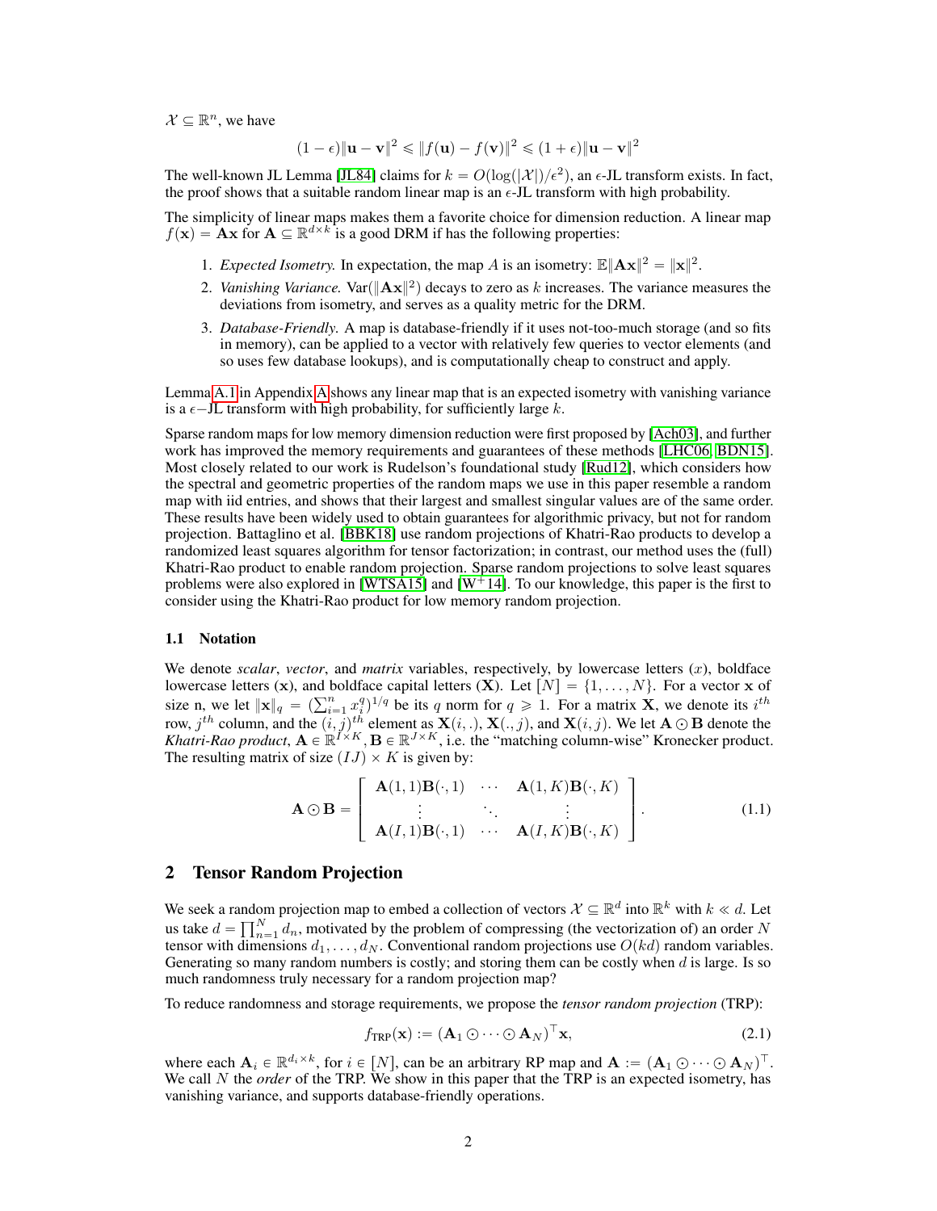$\mathcal{X} \subseteq \mathbb{R}^n$, we have

$$(1-\epsilon)\|\mathbf{u}-\mathbf{v}\|^2 \leqslant \|f(\mathbf{u})-f(\mathbf{v})\|^2 \leqslant (1+\epsilon)\|\mathbf{u}-\mathbf{v}\|^2$$

The well-known JL Lemma [JL84] claims for $k = O(\log(|\mathcal{X}|)/\epsilon^2)$, an $\epsilon$-JL transform exists. In fact, the proof shows that a suitable random linear map is an $\epsilon$-JL transform with high probability.

The simplicity of linear maps makes them a favorite choice for dimension reduction. A linear map $f(\mathbf{x}) = \mathbf{A}\mathbf{x}$ for $\mathbf{A} \subseteq \mathbb{R}^{d \times k}$ is a good DRM if has the following properties:

1. *Expected Isometry.* In expectation, the map $A$ is an isometry: $\mathbb{E}\|\mathbf{A}\mathbf{x}\|^2 = \|\mathbf{x}\|^2$.
2. *Vanishing Variance.* $\text{Var}(\|\mathbf{A}\mathbf{x}\|^2)$ decays to zero as $k$ increases. The variance measures the deviations from isometry, and serves as a quality metric for the DRM.
3. *Database-Friendly.* A map is database-friendly if it uses not-too-much storage (and so fits in memory), can be applied to a vector with relatively few queries to vector elements (and so uses few database lookups), and is computationally cheap to construct and apply.

Lemma A.1 in Appendix A shows any linear map that is an expected isometry with vanishing variance is a $\epsilon-$JL transform with high probability, for sufficiently large $k$.

Sparse random maps for low memory dimension reduction were first proposed by [Ach03], and further work has improved the memory requirements and guarantees of these methods [LHC06, BDN15]. Most closely related to our work is Rudelson's foundational study [Rud12], which considers how the spectral and geometric properties of the random maps we use in this paper resemble a random map with iid entries, and shows that their largest and smallest singular values are of the same order. These results have been widely used to obtain guarantees for algorithmic privacy, but not for random projection. Battaglino et al. [BBK18] use random projections of Khatri-Rao products to develop a randomized least squares algorithm for tensor factorization; in contrast, our method uses the (full) Khatri-Rao product to enable random projection. Sparse random projections to solve least squares problems were also explored in [WTSA15] and [W+14]. To our knowledge, this paper is the first to consider using the Khatri-Rao product for low memory random projection.

### 1.1 Notation

We denote *scalar*, *vector*, and *matrix* variables, respectively, by lowercase letters ($x$), boldface lowercase letters ($\mathbf{x}$), and boldface capital letters ($\mathbf{X}$). Let $[N] = \{1, \ldots, N\}$. For a vector $\mathbf{x}$ of size n, we let $\|\mathbf{x}\|_q = (\sum_{i=1}^n x_i^q)^{1/q}$ be its $q$ norm for $q \geqslant 1$. For a matrix $\mathbf{X}$, we denote its $i^{th}$ row, $j^{th}$ column, and the $(i,j)^{th}$ element as $\mathbf{X}(i,.)$, $\mathbf{X}(.,j)$, and $\mathbf{X}(i,j)$. We let $\mathbf{A} \odot \mathbf{B}$ denote the *Khatri-Rao product*, $\mathbf{A} \in \mathbb{R}^{I \times K}, \mathbf{B} \in \mathbb{R}^{J \times K}$, i.e. the "matching column-wise" Kronecker product. The resulting matrix of size $(IJ) \times K$ is given by:

$$\mathbf{A} \odot \mathbf{B} = \begin{bmatrix} \mathbf{A}(1,1)\mathbf{B}(\cdot,1) & \cdots & \mathbf{A}(1,K)\mathbf{B}(\cdot,K) \\ \vdots & \ddots & \vdots \\ \mathbf{A}(I,1)\mathbf{B}(\cdot,1) & \cdots & \mathbf{A}(I,K)\mathbf{B}(\cdot,K) \end{bmatrix}. \tag{1.1}$$

## 2 Tensor Random Projection

We seek a random projection map to embed a collection of vectors $\mathcal{X} \subseteq \mathbb{R}^d$ into $\mathbb{R}^k$ with $k \ll d$. Let us take $d = \prod_{n=1}^N d_n$, motivated by the problem of compressing (the vectorization of) an order $N$ tensor with dimensions $d_1, \ldots, d_N$. Conventional random projections use $O(kd)$ random variables. Generating so many random numbers is costly; and storing them can be costly when $d$ is large. Is so much randomness truly necessary for a random projection map?

To reduce randomness and storage requirements, we propose the *tensor random projection* (TRP):

$$f_{\text{TRP}}(\mathbf{x}) := (\mathbf{A}_1 \odot \cdots \odot \mathbf{A}_N)^\top \mathbf{x}, \tag{2.1}$$

where each $\mathbf{A}_i \in \mathbb{R}^{d_i \times k}$, for $i \in [N]$, can be an arbitrary RP map and $\mathbf{A} := (\mathbf{A}_1 \odot \cdots \odot \mathbf{A}_N)^\top$. We call $N$ the *order* of the TRP. We show in this paper that the TRP is an expected isometry, has vanishing variance, and supports database-friendly operations.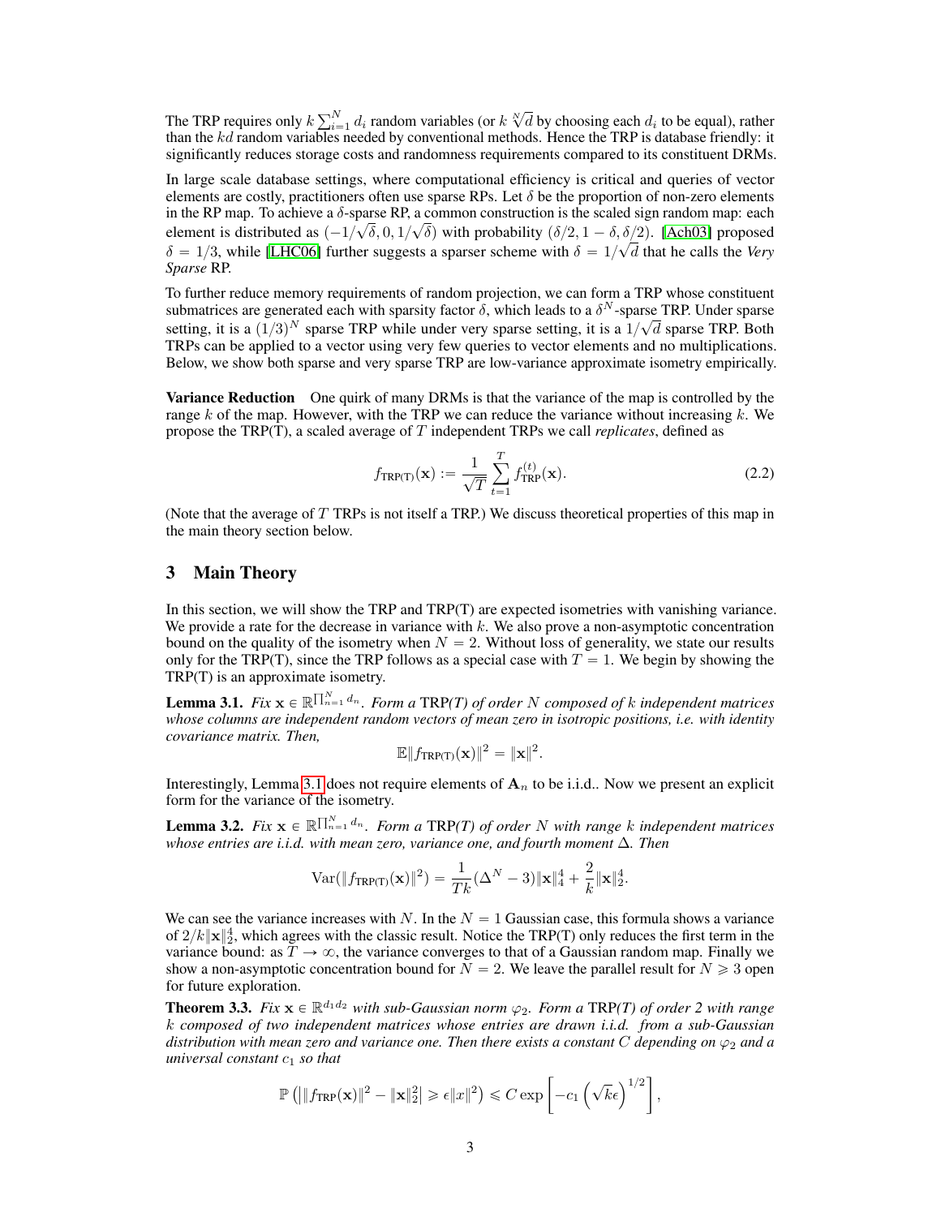The TRP requires only $k\sum_{i=1}^{N} d_i$ random variables (or $k\sqrt[N]{d}$ by choosing each $d_i$ to be equal), rather than the $kd$ random variables needed by conventional methods. Hence the TRP is database friendly: it significantly reduces storage costs and randomness requirements compared to its constituent DRMs.

In large scale database settings, where computational efficiency is critical and queries of vector elements are costly, practitioners often use sparse RPs. Let $\delta$ be the proportion of non-zero elements in the RP map. To achieve a $\delta$-sparse RP, a common construction is the scaled sign random map: each element is distributed as $(-1/\sqrt{\delta}, 0, 1/\sqrt{\delta})$ with probability $(\delta/2, 1-\delta, \delta/2)$. [Ach03] proposed $\delta = 1/3$, while [LHC06] further suggests a sparser scheme with $\delta = 1/\sqrt{d}$ that he calls the *Very Sparse* RP.

To further reduce memory requirements of random projection, we can form a TRP whose constituent submatrices are generated each with sparsity factor $\delta$, which leads to a $\delta^N$-sparse TRP. Under sparse setting, it is a $(1/3)^N$ sparse TRP while under very sparse setting, it is a $1/\sqrt{d}$ sparse TRP. Both TRPs can be applied to a vector using very few queries to vector elements and no multiplications. Below, we show both sparse and very sparse TRP are low-variance approximate isometry empirically.

**Variance Reduction** One quirk of many DRMs is that the variance of the map is controlled by the range $k$ of the map. However, with the TRP we can reduce the variance without increasing $k$. We propose the TRP(T), a scaled average of $T$ independent TRPs we call *replicates*, defined as

$$f_{\text{TRP(T)}}(\mathbf{x}) := \frac{1}{\sqrt{T}} \sum_{t=1}^{T} f_{\text{TRP}}^{(t)}(\mathbf{x}). \tag{2.2}$$

(Note that the average of $T$ TRPs is not itself a TRP.) We discuss theoretical properties of this map in the main theory section below.

## 3 Main Theory

In this section, we will show the TRP and TRP(T) are expected isometries with vanishing variance. We provide a rate for the decrease in variance with $k$. We also prove a non-asymptotic concentration bound on the quality of the isometry when $N = 2$. Without loss of generality, we state our results only for the TRP(T), since the TRP follows as a special case with $T = 1$. We begin by showing the TRP(T) is an approximate isometry.

**Lemma 3.1.** *Fix $\mathbf{x} \in \mathbb{R}^{\prod_{n=1}^{N} d_n}$. Form a TRP(T) of order $N$ composed of $k$ independent matrices whose columns are independent random vectors of mean zero in isotropic positions, i.e. with identity covariance matrix. Then,*

$$\mathbb{E}\|f_{\text{TRP(T)}}(\mathbf{x})\|^2 = \|\mathbf{x}\|^2.$$

Interestingly, Lemma 3.1 does not require elements of $\mathbf{A}_n$ to be i.i.d.. Now we present an explicit form for the variance of the isometry.

**Lemma 3.2.** *Fix $\mathbf{x} \in \mathbb{R}^{\prod_{n=1}^{N} d_n}$. Form a TRP(T) of order $N$ with range $k$ independent matrices whose entries are i.i.d. with mean zero, variance one, and fourth moment $\Delta$. Then*

$$\text{Var}(\|f_{\text{TRP(T)}}(\mathbf{x})\|^2) = \frac{1}{Tk}(\Delta^N - 3)\|\mathbf{x}\|_4^4 + \frac{2}{k}\|\mathbf{x}\|_2^4.$$

We can see the variance increases with $N$. In the $N = 1$ Gaussian case, this formula shows a variance of $2/k\|\mathbf{x}\|_2^4$, which agrees with the classic result. Notice the TRP(T) only reduces the first term in the variance bound: as $T \to \infty$, the variance converges to that of a Gaussian random map. Finally we show a non-asymptotic concentration bound for $N = 2$. We leave the parallel result for $N \geqslant 3$ open for future exploration.

**Theorem 3.3.** *Fix $\mathbf{x} \in \mathbb{R}^{d_1 d_2}$ with sub-Gaussian norm $\varphi_2$. Form a TRP(T) of order 2 with range $k$ composed of two independent matrices whose entries are drawn i.i.d. from a sub-Gaussian distribution with mean zero and variance one. Then there exists a constant $C$ depending on $\varphi_2$ and a universal constant $c_1$ so that*

$$\mathbb{P}\left(\left|\|f_{\text{TRP}}(\mathbf{x})\|^2 - \|\mathbf{x}\|_2^2\right| \geqslant \epsilon\|x\|^2\right) \leqslant C\exp\left[-c_1\left(\sqrt{k}\epsilon\right)^{1/2}\right],$$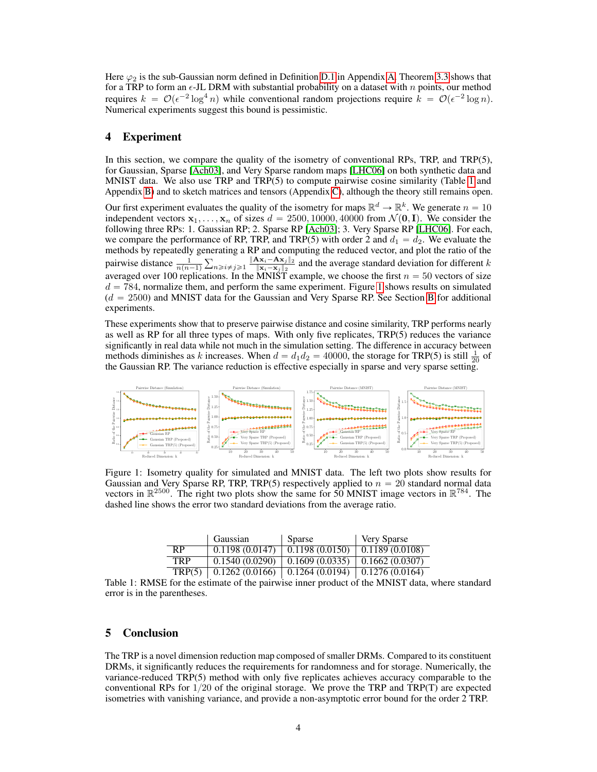Here $\varphi_2$ is the sub-Gaussian norm defined in Definition D.1 in Appendix A. Theorem 3.3 shows that for a TRP to form an $\epsilon$-JL DRM with substantial probability on a dataset with $n$ points, our method requires $k = \mathcal{O}(\epsilon^{-2} \log^4 n)$ while conventional random projections require $k = \mathcal{O}(\epsilon^{-2} \log n)$. Numerical experiments suggest this bound is pessimistic.

## 4 Experiment

In this section, we compare the quality of the isometry of conventional RPs, TRP, and TRP(5), for Gaussian, Sparse [Ach03], and Very Sparse random maps [LHC06] on both synthetic data and MNIST data. We also use TRP and TRP(5) to compute pairwise cosine similarity (Table 1 and Appendix B) and to sketch matrices and tensors (Appendix C), although the theory still remains open.

Our first experiment evaluates the quality of the isometry for maps $\mathbb{R}^d \to \mathbb{R}^k$. We generate $n = 10$ independent vectors $\mathbf{x}_1, \ldots, \mathbf{x}_n$ of sizes $d = 2500, 10000, 40000$ from $\mathcal{N}(\mathbf{0}, \mathbf{I})$. We consider the following three RPs: 1. Gaussian RP; 2. Sparse RP [Ach03]; 3. Very Sparse RP [LHC06]. For each, we compare the performance of RP, TRP, and TRP(5) with order 2 and $d_1 = d_2$. We evaluate the methods by repeatedly generating a RP and computing the reduced vector, and plot the ratio of the pairwise distance $\frac{1}{n(n-1)} \sum_{n \geqslant i \neq j \geqslant 1} \frac{\|\mathbf{A}\mathbf{x}_i - \mathbf{A}\mathbf{x}_j\|_2}{\|\mathbf{x}_i - \mathbf{x}_j\|_2}$ and the average standard deviation for different $k$ averaged over 100 replications. In the MNIST example, we choose the first $n = 50$ vectors of size $d = 784$, normalize them, and perform the same experiment. Figure 1 shows results on simulated ($d = 2500$) and MNIST data for the Gaussian and Very Sparse RP. See Section B for additional experiments.

These experiments show that to preserve pairwise distance and cosine similarity, TRP performs nearly as well as RP for all three types of maps. With only five replicates, TRP(5) reduces the variance significantly in real data while not much in the simulation setting. The difference in accuracy between methods diminishes as $k$ increases. When $d = d_1 d_2 = 40000$, the storage for TRP(5) is still $\frac{1}{20}$ of the Gaussian RP. The variance reduction is effective especially in sparse and very sparse setting.

Figure 1: Isometry quality for simulated and MNIST data. The left two plots show results for Gaussian and Very Sparse RP, TRP, TRP(5) respectively applied to $n = 20$ standard normal data vectors in $\mathbb{R}^{2500}$. The right two plots show the same for 50 MNIST image vectors in $\mathbb{R}^{784}$. The dashed line shows the error two standard deviations from the average ratio.

| | Gaussian | Sparse | Very Sparse |
|---|---|---|---|
| RP | 0.1198 (0.0147) | 0.1198 (0.0150) | 0.1189 (0.0108) |
| TRP | 0.1540 (0.0290) | 0.1609 (0.0335) | 0.1662 (0.0307) |
| TRP(5) | 0.1262 (0.0166) | 0.1264 (0.0194) | 0.1276 (0.0164) |

Table 1: RMSE for the estimate of the pairwise inner product of the MNIST data, where standard error is in the parentheses.

## 5 Conclusion

The TRP is a novel dimension reduction map composed of smaller DRMs. Compared to its constituent DRMs, it significantly reduces the requirements for randomness and for storage. Numerically, the variance-reduced TRP(5) method with only five replicates achieves accuracy comparable to the conventional RPs for $1/20$ of the original storage. We prove the TRP and TRP(T) are expected isometries with vanishing variance, and provide a non-asymptotic error bound for the order 2 TRP.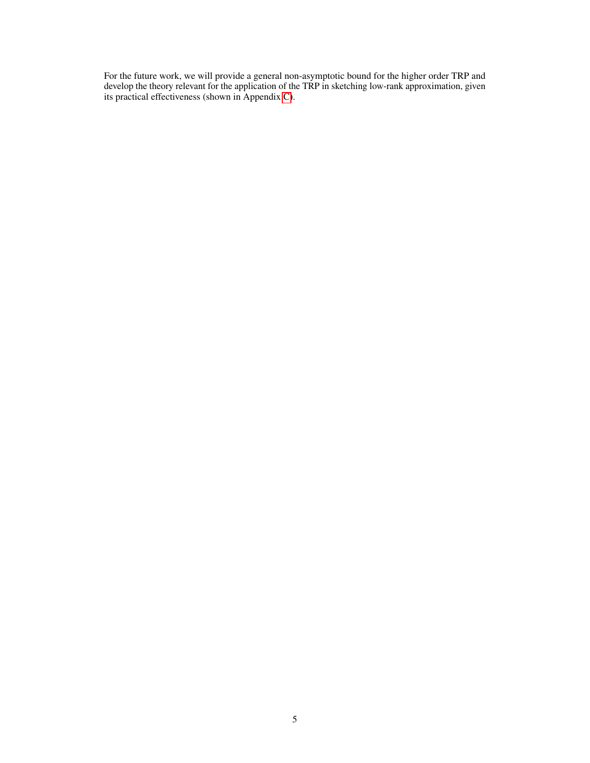For the future work, we will provide a general non-asymptotic bound for the higher order TRP and develop the theory relevant for the application of the TRP in sketching low-rank approximation, given its practical effectiveness (shown in Appendix C).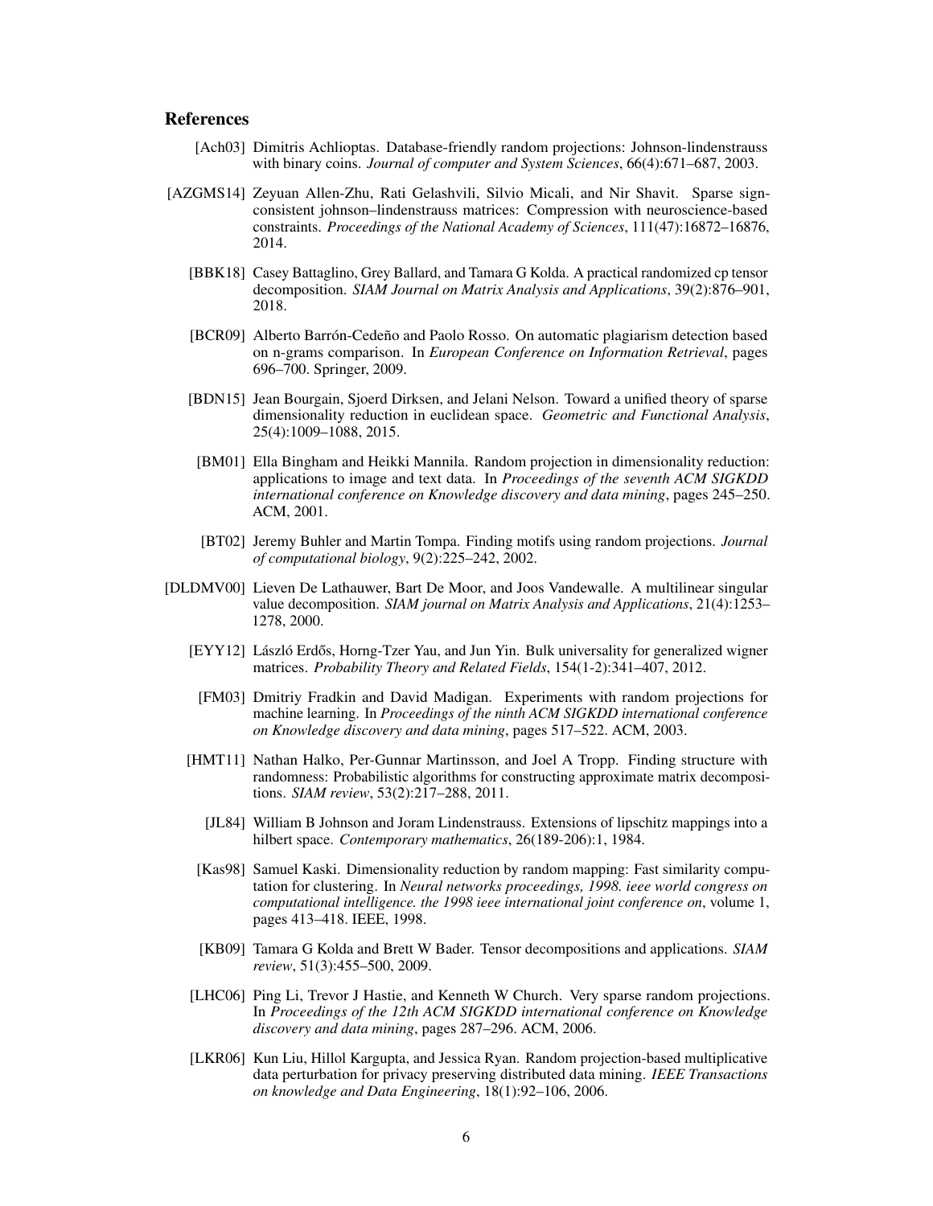## References

[Ach03] Dimitris Achlioptas. Database-friendly random projections: Johnson-lindenstrauss with binary coins. *Journal of computer and System Sciences*, 66(4):671–687, 2003.

[AZGMS14] Zeyuan Allen-Zhu, Rati Gelashvili, Silvio Micali, and Nir Shavit. Sparse sign-consistent johnson–lindenstrauss matrices: Compression with neuroscience-based constraints. *Proceedings of the National Academy of Sciences*, 111(47):16872–16876, 2014.

[BBK18] Casey Battaglino, Grey Ballard, and Tamara G Kolda. A practical randomized cp tensor decomposition. *SIAM Journal on Matrix Analysis and Applications*, 39(2):876–901, 2018.

[BCR09] Alberto Barrón-Cedeño and Paolo Rosso. On automatic plagiarism detection based on n-grams comparison. In *European Conference on Information Retrieval*, pages 696–700. Springer, 2009.

[BDN15] Jean Bourgain, Sjoerd Dirksen, and Jelani Nelson. Toward a unified theory of sparse dimensionality reduction in euclidean space. *Geometric and Functional Analysis*, 25(4):1009–1088, 2015.

[BM01] Ella Bingham and Heikki Mannila. Random projection in dimensionality reduction: applications to image and text data. In *Proceedings of the seventh ACM SIGKDD international conference on Knowledge discovery and data mining*, pages 245–250. ACM, 2001.

[BT02] Jeremy Buhler and Martin Tompa. Finding motifs using random projections. *Journal of computational biology*, 9(2):225–242, 2002.

[DLDMV00] Lieven De Lathauwer, Bart De Moor, and Joos Vandewalle. A multilinear singular value decomposition. *SIAM journal on Matrix Analysis and Applications*, 21(4):1253–1278, 2000.

[EYY12] László Erdős, Horng-Tzer Yau, and Jun Yin. Bulk universality for generalized wigner matrices. *Probability Theory and Related Fields*, 154(1-2):341–407, 2012.

[FM03] Dmitriy Fradkin and David Madigan. Experiments with random projections for machine learning. In *Proceedings of the ninth ACM SIGKDD international conference on Knowledge discovery and data mining*, pages 517–522. ACM, 2003.

[HMT11] Nathan Halko, Per-Gunnar Martinsson, and Joel A Tropp. Finding structure with randomness: Probabilistic algorithms for constructing approximate matrix decompositions. *SIAM review*, 53(2):217–288, 2011.

[JL84] William B Johnson and Joram Lindenstrauss. Extensions of lipschitz mappings into a hilbert space. *Contemporary mathematics*, 26(189-206):1, 1984.

[Kas98] Samuel Kaski. Dimensionality reduction by random mapping: Fast similarity computation for clustering. In *Neural networks proceedings, 1998. ieee world congress on computational intelligence. the 1998 ieee international joint conference on*, volume 1, pages 413–418. IEEE, 1998.

[KB09] Tamara G Kolda and Brett W Bader. Tensor decompositions and applications. *SIAM review*, 51(3):455–500, 2009.

[LHC06] Ping Li, Trevor J Hastie, and Kenneth W Church. Very sparse random projections. In *Proceedings of the 12th ACM SIGKDD international conference on Knowledge discovery and data mining*, pages 287–296. ACM, 2006.

[LKR06] Kun Liu, Hillol Kargupta, and Jessica Ryan. Random projection-based multiplicative data perturbation for privacy preserving distributed data mining. *IEEE Transactions on knowledge and Data Engineering*, 18(1):92–106, 2006.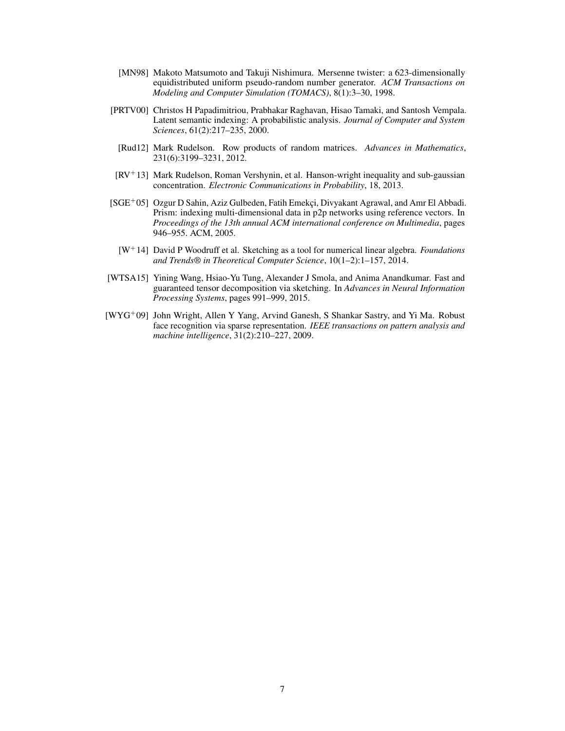[MN98] Makoto Matsumoto and Takuji Nishimura. Mersenne twister: a 623-dimensionally equidistributed uniform pseudo-random number generator. *ACM Transactions on Modeling and Computer Simulation (TOMACS)*, 8(1):3–30, 1998.

[PRTV00] Christos H Papadimitriou, Prabhakar Raghavan, Hisao Tamaki, and Santosh Vempala. Latent semantic indexing: A probabilistic analysis. *Journal of Computer and System Sciences*, 61(2):217–235, 2000.

[Rud12] Mark Rudelson. Row products of random matrices. *Advances in Mathematics*, 231(6):3199–3231, 2012.

[RV$^+$13] Mark Rudelson, Roman Vershynin, et al. Hanson-wright inequality and sub-gaussian concentration. *Electronic Communications in Probability*, 18, 2013.

[SGE$^+$05] Ozgur D Sahin, Aziz Gulbeden, Fatih Emekçi, Divyakant Agrawal, and Amr El Abbadi. Prism: indexing multi-dimensional data in p2p networks using reference vectors. In *Proceedings of the 13th annual ACM international conference on Multimedia*, pages 946–955. ACM, 2005.

[W$^+$14] David P Woodruff et al. Sketching as a tool for numerical linear algebra. *Foundations and Trends® in Theoretical Computer Science*, 10(1–2):1–157, 2014.

[WTSA15] Yining Wang, Hsiao-Yu Tung, Alexander J Smola, and Anima Anandkumar. Fast and guaranteed tensor decomposition via sketching. In *Advances in Neural Information Processing Systems*, pages 991–999, 2015.

[WYG$^+$09] John Wright, Allen Y Yang, Arvind Ganesh, S Shankar Sastry, and Yi Ma. Robust face recognition via sparse representation. *IEEE transactions on pattern analysis and machine intelligence*, 31(2):210–227, 2009.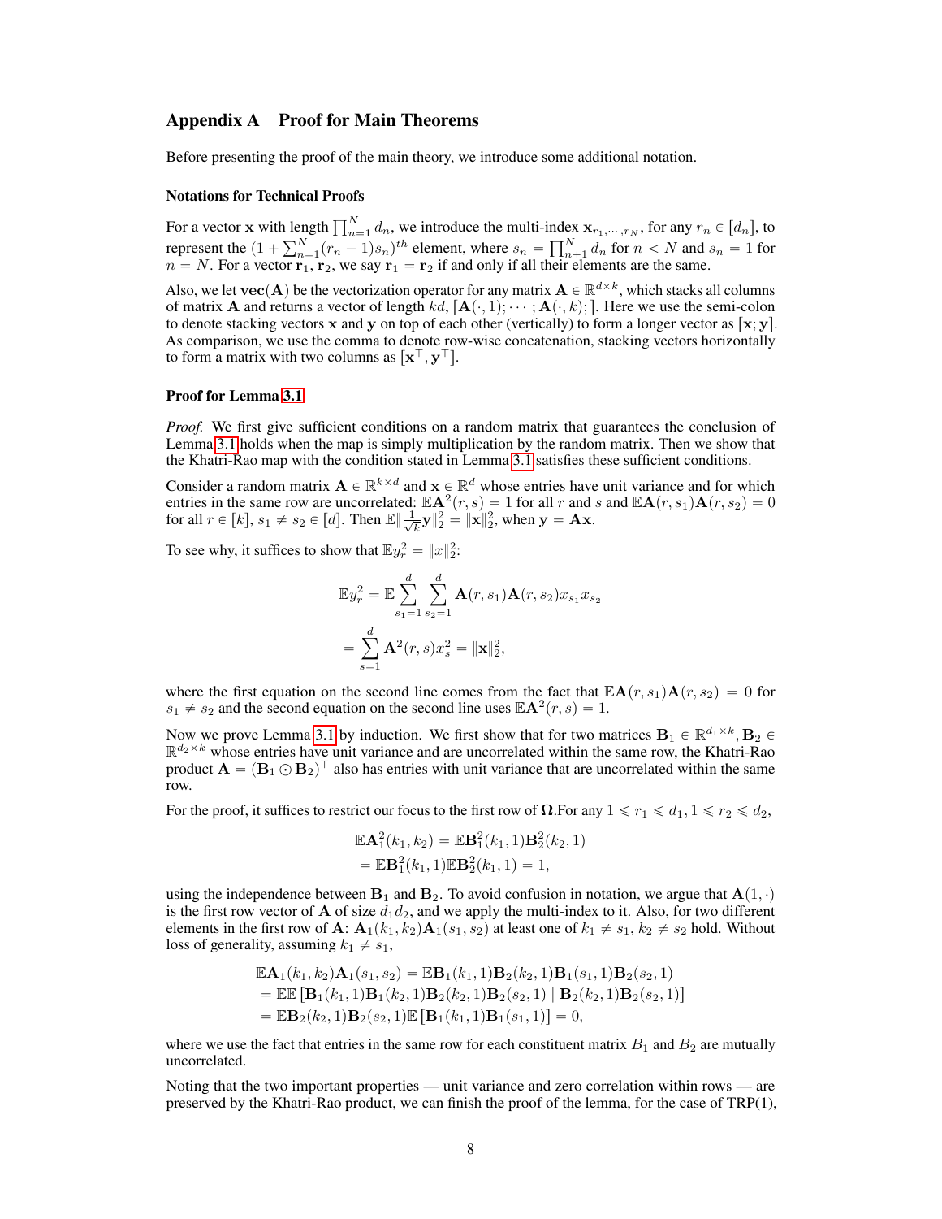## Appendix A Proof for Main Theorems

Before presenting the proof of the main theory, we introduce some additional notation.

#### Notations for Technical Proofs

For a vector $\mathbf{x}$ with length $\prod_{n=1}^{N} d_n$, we introduce the multi-index $\mathbf{x}_{r_1,\cdots,r_N}$, for any $r_n \in [d_n]$, to represent the $(1 + \sum_{n=1}^{N}(r_n - 1)s_n)^{th}$ element, where $s_n = \prod_{n+1}^{N} d_n$ for $n < N$ and $s_n = 1$ for $n = N$. For a vector $\mathbf{r}_1, \mathbf{r}_2$, we say $\mathbf{r}_1 = \mathbf{r}_2$ if and only if all their elements are the same.

Also, we let $\mathbf{vec}(\mathbf{A})$ be the vectorization operator for any matrix $\mathbf{A} \in \mathbb{R}^{d \times k}$, which stacks all columns of matrix $\mathbf{A}$ and returns a vector of length $kd$, $[\mathbf{A}(\cdot, 1); \cdots; \mathbf{A}(\cdot, k);]$. Here we use the semi-colon to denote stacking vectors $\mathbf{x}$ and $\mathbf{y}$ on top of each other (vertically) to form a longer vector as $[\mathbf{x}; \mathbf{y}]$. As comparison, we use the comma to denote row-wise concatenation, stacking vectors horizontally to form a matrix with two columns as $[\mathbf{x}^\top, \mathbf{y}^\top]$.

#### Proof for Lemma 3.1

*Proof.* We first give sufficient conditions on a random matrix that guarantees the conclusion of Lemma 3.1 holds when the map is simply multiplication by the random matrix. Then we show that the Khatri-Rao map with the condition stated in Lemma 3.1 satisfies these sufficient conditions.

Consider a random matrix $\mathbf{A} \in \mathbb{R}^{k \times d}$ and $\mathbf{x} \in \mathbb{R}^d$ whose entries have unit variance and for which entries in the same row are uncorrelated: $\mathbb{E}\mathbf{A}^2(r, s) = 1$ for all $r$ and $s$ and $\mathbb{E}\mathbf{A}(r, s_1)\mathbf{A}(r, s_2) = 0$ for all $r \in [k]$, $s_1 \neq s_2 \in [d]$. Then $\mathbb{E}\|\frac{1}{\sqrt{k}}\mathbf{y}\|_2^2 = \|\mathbf{x}\|_2^2$, when $\mathbf{y} = \mathbf{A}\mathbf{x}$.

To see why, it suffices to show that $\mathbb{E}y_r^2 = \|x\|_2^2$:

$$
\begin{aligned}
\mathbb{E}y_r^2 &= \mathbb{E}\sum_{s_1=1}^{d}\sum_{s_2=1}^{d} \mathbf{A}(r, s_1)\mathbf{A}(r, s_2)x_{s_1}x_{s_2} \\
&= \sum_{s=1}^{d} \mathbf{A}^2(r, s)x_s^2 = \|\mathbf{x}\|_2^2,
\end{aligned}
$$

where the first equation on the second line comes from the fact that $\mathbb{E}\mathbf{A}(r, s_1)\mathbf{A}(r, s_2) = 0$ for $s_1 \neq s_2$ and the second equation on the second line uses $\mathbb{E}\mathbf{A}^2(r, s) = 1$.

Now we prove Lemma 3.1 by induction. We first show that for two matrices $\mathbf{B}_1 \in \mathbb{R}^{d_1 \times k}, \mathbf{B}_2 \in \mathbb{R}^{d_2 \times k}$ whose entries have unit variance and are uncorrelated within the same row, the Khatri-Rao product $\mathbf{A} = (\mathbf{B}_1 \odot \mathbf{B}_2)^\top$ also has entries with unit variance that are uncorrelated within the same row.

For the proof, it suffices to restrict our focus to the first row of $\mathbf{\Omega}$.For any $1 \leqslant r_1 \leqslant d_1, 1 \leqslant r_2 \leqslant d_2$,

$$
\begin{aligned}
&\mathbb{E}\mathbf{A}_1^2(k_1, k_2) = \mathbb{E}\mathbf{B}_1^2(k_1, 1)\mathbf{B}_2^2(k_2, 1) \\
&= \mathbb{E}\mathbf{B}_1^2(k_1, 1)\mathbb{E}\mathbf{B}_2^2(k_2, 1) = 1,
\end{aligned}
$$

using the independence between $\mathbf{B}_1$ and $\mathbf{B}_2$. To avoid confusion in notation, we argue that $\mathbf{A}(1, \cdot)$ is the first row vector of $\mathbf{A}$ of size $d_1 d_2$, and we apply the multi-index to it. Also, for two different elements in the first row of $\mathbf{A}$: $\mathbf{A}_1(k_1, k_2)\mathbf{A}_1(s_1, s_2)$ at least one of $k_1 \neq s_1, k_2 \neq s_2$ hold. Without loss of generality, assuming $k_1 \neq s_1$,

$$
\begin{aligned}
&\mathbb{E}\mathbf{A}_1(k_1, k_2)\mathbf{A}_1(s_1, s_2) = \mathbb{E}\mathbf{B}_1(k_1, 1)\mathbf{B}_2(k_2, 1)\mathbf{B}_1(s_1, 1)\mathbf{B}_2(s_2, 1) \\
&= \mathbb{E}\mathbb{E}\left[\mathbf{B}_1(k_1, 1)\mathbf{B}_1(k_2, 1)\mathbf{B}_2(k_2, 1)\mathbf{B}_2(s_2, 1) \mid \mathbf{B}_2(k_2, 1)\mathbf{B}_2(s_2, 1)\right] \\
&= \mathbb{E}\mathbf{B}_2(k_2, 1)\mathbf{B}_2(s_2, 1)\mathbb{E}\left[\mathbf{B}_1(k_1, 1)\mathbf{B}_1(s_1, 1)\right] = 0,
\end{aligned}
$$

where we use the fact that entries in the same row for each constituent matrix $B_1$ and $B_2$ are mutually uncorrelated.

Noting that the two important properties — unit variance and zero correlation within rows — are preserved by the Khatri-Rao product, we can finish the proof of the lemma, for the case of TRP(1),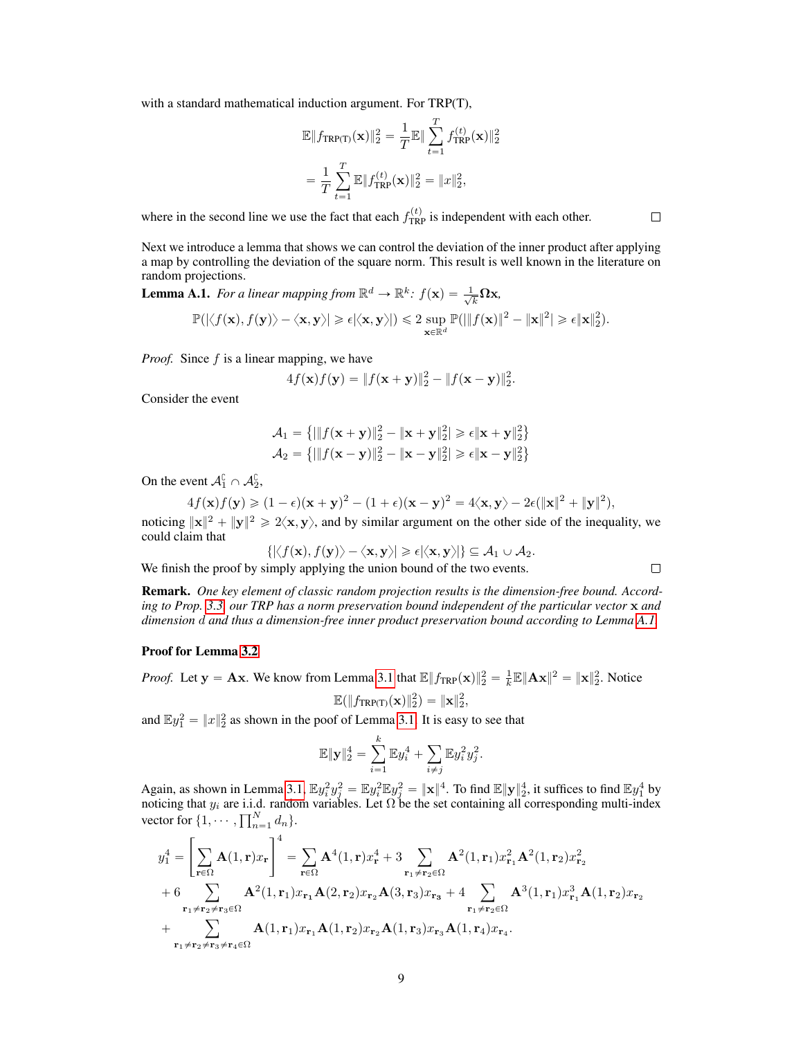with a standard mathematical induction argument. For TRP(T),

$$\mathbb{E}\|f_{\text{TRP(T)}}(\mathbf{x})\|_2^2 = \frac{1}{T}\mathbb{E}\|\sum_{t=1}^{T} f_{\text{TRP}}^{(t)}(\mathbf{x})\|_2^2$$

$$= \frac{1}{T}\sum_{t=1}^{T}\mathbb{E}\|f_{\text{TRP}}^{(t)}(\mathbf{x})\|_2^2 = \|x\|_2^2,$$

where in the second line we use the fact that each $f_{\text{TRP}}^{(t)}$ is independent with each other. □

Next we introduce a lemma that shows we can control the deviation of the inner product after applying a map by controlling the deviation of the square norm. This result is well known in the literature on random projections.

**Lemma A.1.** *For a linear mapping from $\mathbb{R}^d \to \mathbb{R}^k$: $f(\mathbf{x}) = \frac{1}{\sqrt{k}}\mathbf{\Omega}\mathbf{x}$,*

$$\mathbb{P}(|\langle f(\mathbf{x}), f(\mathbf{y})\rangle - \langle \mathbf{x}, \mathbf{y}\rangle| \geqslant \epsilon|\langle \mathbf{x}, \mathbf{y}\rangle|) \leqslant 2\sup_{\mathbf{x}\in\mathbb{R}^d}\mathbb{P}(|\|f(\mathbf{x})\|^2 - \|\mathbf{x}\|^2| \geqslant \epsilon\|\mathbf{x}\|_2^2).$$

*Proof.* Since $f$ is a linear mapping, we have

$$4f(\mathbf{x})f(\mathbf{y}) = \|f(\mathbf{x}+\mathbf{y})\|_2^2 - \|f(\mathbf{x}-\mathbf{y})\|_2^2.$$

Consider the event

$$\mathcal{A}_1 = \left\{|\|f(\mathbf{x}+\mathbf{y})\|_2^2 - \|\mathbf{x}+\mathbf{y}\|_2^2| \geqslant \epsilon\|\mathbf{x}+\mathbf{y}\|_2^2\right\}$$
$$\mathcal{A}_2 = \left\{|\|f(\mathbf{x}-\mathbf{y})\|_2^2 - \|\mathbf{x}-\mathbf{y}\|_2^2| \geqslant \epsilon\|\mathbf{x}-\mathbf{y}\|_2^2\right\}$$

On the event $\mathcal{A}_1^{\complement} \cap \mathcal{A}_2^{\complement}$,

$$4f(\mathbf{x})f(\mathbf{y}) \geqslant (1-\epsilon)(\mathbf{x}+\mathbf{y})^2 - (1+\epsilon)(\mathbf{x}-\mathbf{y})^2 = 4\langle \mathbf{x}, \mathbf{y}\rangle - 2\epsilon(\|\mathbf{x}\|^2 + \|\mathbf{y}\|^2),$$

noticing $\|\mathbf{x}\|^2 + \|\mathbf{y}\|^2 \geqslant 2\langle \mathbf{x}, \mathbf{y}\rangle$, and by similar argument on the other side of the inequality, we could claim that

$$\{|\langle f(\mathbf{x}), f(\mathbf{y})\rangle - \langle \mathbf{x}, \mathbf{y}\rangle| \geqslant \epsilon|\langle \mathbf{x}, \mathbf{y}\rangle|\} \subseteq \mathcal{A}_1 \cup \mathcal{A}_2.$$

We finish the proof by simply applying the union bound of the two events. □

**Remark.** *One key element of classic random projection results is the dimension-free bound. According to Prop. 3.3, our TRP has a norm preservation bound independent of the particular vector $\mathbf{x}$ and dimension $d$ and thus a dimension-free inner product preservation bound according to Lemma A.1.*

**Proof for Lemma 3.2**

*Proof.* Let $\mathbf{y} = \mathbf{A}\mathbf{x}$. We know from Lemma 3.1 that $\mathbb{E}\|f_{\text{TRP}}(\mathbf{x})\|_2^2 = \frac{1}{k}\mathbb{E}\|\mathbf{A}\mathbf{x}\|^2 = \|\mathbf{x}\|_2^2$. Notice

$$\mathbb{E}(\|f_{\text{TRP(T)}}(\mathbf{x})\|_2^2) = \|\mathbf{x}\|_2^2,$$

and $\mathbb{E}y_1^2 = \|x\|_2^2$ as shown in the poof of Lemma 3.1. It is easy to see that

$$\mathbb{E}\|\mathbf{y}\|_2^4 = \sum_{i=1}^{k}\mathbb{E}y_i^4 + \sum_{i\neq j}\mathbb{E}y_i^2 y_j^2.$$

Again, as shown in Lemma 3.1, $\mathbb{E}y_i^2 y_j^2 = \mathbb{E}y_i^2\mathbb{E}y_j^2 = \|\mathbf{x}\|^4$. To find $\mathbb{E}\|\mathbf{y}\|_2^4$, it suffices to find $\mathbb{E}y_1^4$ by noticing that $y_i$ are i.i.d. random variables. Let $\Omega$ be the set containing all corresponding multi-index vector for $\{1, \cdots, \prod_{n=1}^{N} d_n\}$.

$$y_1^4 = \left[\sum_{\mathbf{r}\in\Omega}\mathbf{A}(1,\mathbf{r})x_{\mathbf{r}}\right]^4 = \sum_{\mathbf{r}\in\Omega}\mathbf{A}^4(1,\mathbf{r})x_{\mathbf{r}}^4 + 3\sum_{\mathbf{r}_1\neq\mathbf{r}_2\in\Omega}\mathbf{A}^2(1,\mathbf{r}_1)x_{\mathbf{r}_1}^2\mathbf{A}^2(1,\mathbf{r}_2)x_{\mathbf{r}_2}^2$$
$$+ 6\sum_{\mathbf{r}_1\neq\mathbf{r}_2\neq\mathbf{r}_3\in\Omega}\mathbf{A}^2(1,\mathbf{r}_1)x_{\mathbf{r}_1}\mathbf{A}(2,\mathbf{r}_2)x_{\mathbf{r}_2}\mathbf{A}(3,\mathbf{r}_3)x_{\mathbf{r}_3} + 4\sum_{\mathbf{r}_1\neq\mathbf{r}_2\in\Omega}\mathbf{A}^3(1,\mathbf{r}_1)x_{\mathbf{r}_1}^3\mathbf{A}(1,\mathbf{r}_2)x_{\mathbf{r}_2}$$
$$+ \sum_{\mathbf{r}_1\neq\mathbf{r}_2\neq\mathbf{r}_3\neq\mathbf{r}_4\in\Omega}\mathbf{A}(1,\mathbf{r}_1)x_{\mathbf{r}_1}\mathbf{A}(1,\mathbf{r}_2)x_{\mathbf{r}_2}\mathbf{A}(1,\mathbf{r}_3)x_{\mathbf{r}_3}\mathbf{A}(1,\mathbf{r}_4)x_{\mathbf{r}_4}.$$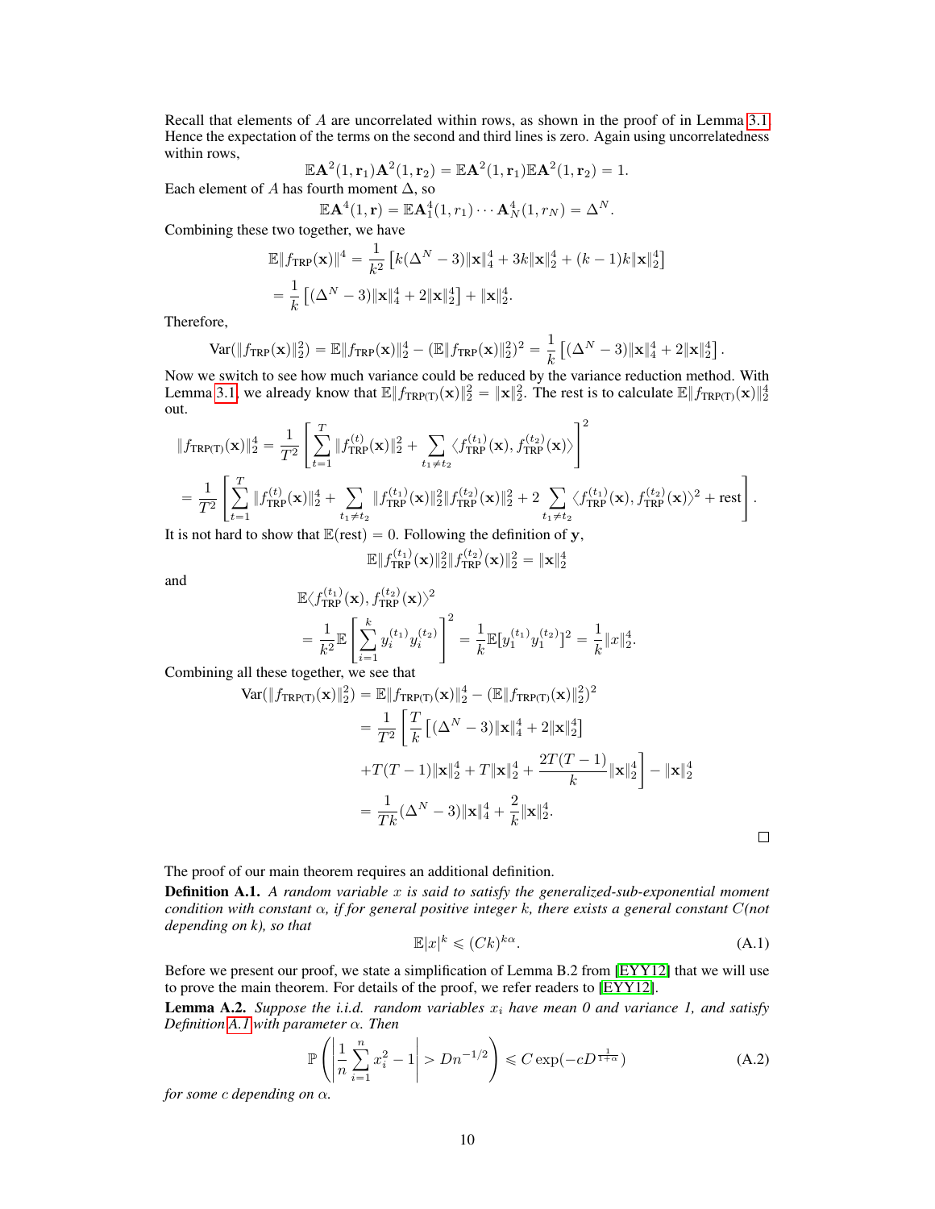Recall that elements of $A$ are uncorrelated within rows, as shown in the proof of in Lemma 3.1. Hence the expectation of the terms on the second and third lines is zero. Again using uncorrelatedness within rows,

$$\mathbb{E}\mathbf{A}^2(1, \mathbf{r}_1)\mathbf{A}^2(1, \mathbf{r}_2) = \mathbb{E}\mathbf{A}^2(1, \mathbf{r}_1)\mathbb{E}\mathbf{A}^2(1, \mathbf{r}_2) = 1.$$

Each element of $A$ has fourth moment $\Delta$, so

$$\mathbb{E}\mathbf{A}^4(1, \mathbf{r}) = \mathbb{E}\mathbf{A}_1^4(1, r_1) \cdots \mathbf{A}_N^4(1, r_N) = \Delta^N.$$

Combining these two together, we have

$$\begin{aligned}
\mathbb{E}\|f_{\text{TRP}}(\mathbf{x})\|^4 &= \frac{1}{k^2}\left[k(\Delta^N - 3)\|\mathbf{x}\|_4^4 + 3k\|\mathbf{x}\|_2^4 + (k-1)k\|\mathbf{x}\|_2^4\right] \\
&= \frac{1}{k}\left[(\Delta^N - 3)\|\mathbf{x}\|_4^4 + 2\|\mathbf{x}\|_2^4\right] + \|\mathbf{x}\|_2^4.
\end{aligned}$$

Therefore,

$$\text{Var}(\|f_{\text{TRP}}(\mathbf{x})\|_2^2) = \mathbb{E}\|f_{\text{TRP}}(\mathbf{x})\|_2^4 - (\mathbb{E}\|f_{\text{TRP}}(\mathbf{x})\|_2^2)^2 = \frac{1}{k}\left[(\Delta^N - 3)\|\mathbf{x}\|_4^4 + 2\|\mathbf{x}\|_2^4\right].$$

Now we switch to see how much variance could be reduced by the variance reduction method. With Lemma 3.1, we already know that $\mathbb{E}\|f_{\text{TRP(T)}}(\mathbf{x})\|_2^2 = \|\mathbf{x}\|_2^2$. The rest is to calculate $\mathbb{E}\|f_{\text{TRP(T)}}(\mathbf{x})\|_2^4$ out.

$$\begin{aligned}
\|f_{\text{TRP(T)}}(\mathbf{x})\|_2^4 &= \frac{1}{T^2}\left[\sum_{t=1}^{T}\|f_{\text{TRP}}^{(t)}(\mathbf{x})\|_2^2 + \sum_{t_1 \neq t_2}\langle f_{\text{TRP}}^{(t_1)}(\mathbf{x}), f_{\text{TRP}}^{(t_2)}(\mathbf{x})\rangle\right]^2 \\
&= \frac{1}{T^2}\left[\sum_{t=1}^{T}\|f_{\text{TRP}}^{(t)}(\mathbf{x})\|_2^4 + \sum_{t_1 \neq t_2}\|f_{\text{TRP}}^{(t_1)}(\mathbf{x})\|_2^2\|f_{\text{TRP}}^{(t_2)}(\mathbf{x})\|_2^2 + 2\sum_{t_1 \neq t_2}\langle f_{\text{TRP}}^{(t_1)}(\mathbf{x}), f_{\text{TRP}}^{(t_2)}(\mathbf{x})\rangle^2 + \text{rest}\right].
\end{aligned}$$

It is not hard to show that $\mathbb{E}(\text{rest}) = 0$. Following the definition of $\mathbf{y}$,

$$\mathbb{E}\|f_{\text{TRP}}^{(t_1)}(\mathbf{x})\|_2^2\|f_{\text{TRP}}^{(t_2)}(\mathbf{x})\|_2^2 = \|\mathbf{x}\|_2^4$$

and

$$\begin{aligned}
&\mathbb{E}\langle f_{\text{TRP}}^{(t_1)}(\mathbf{x}), f_{\text{TRP}}^{(t_2)}(\mathbf{x})\rangle^2 \\
&= \frac{1}{k^2}\mathbb{E}\left[\sum_{i=1}^{k} y_i^{(t_1)} y_i^{(t_2)}\right]^2 = \frac{1}{k}\mathbb{E}[y_1^{(t_1)} y_1^{(t_2)}]^2 = \frac{1}{k}\|x\|_2^4.
\end{aligned}$$

Combining all these together, we see that

$$\begin{aligned}
\text{Var}(\|f_{\text{TRP(T)}}(\mathbf{x})\|_2^2) &= \mathbb{E}\|f_{\text{TRP(T)}}(\mathbf{x})\|_2^4 - (\mathbb{E}\|f_{\text{TRP(T)}}(\mathbf{x})\|_2^2)^2 \\
&= \frac{1}{T^2}\left[\frac{T}{k}\left[(\Delta^N - 3)\|\mathbf{x}\|_4^4 + 2\|\mathbf{x}\|_2^4\right]\right. \\
&\left. + T(T-1)\|\mathbf{x}\|_2^4 + T\|\mathbf{x}\|_2^4 + \frac{2T(T-1)}{k}\|\mathbf{x}\|_2^4\right] - \|\mathbf{x}\|_2^4 \\
&= \frac{1}{Tk}(\Delta^N - 3)\|\mathbf{x}\|_4^4 + \frac{2}{k}\|\mathbf{x}\|_2^4.
\end{aligned}$$

□

The proof of our main theorem requires an additional definition.

**Definition A.1.** *A random variable $x$ is said to satisfy the generalized-sub-exponential moment condition with constant $\alpha$, if for general positive integer $k$, there exists a general constant $C$(not depending on $k$), so that*

$$\mathbb{E}|x|^k \leqslant (Ck)^{k\alpha}. \tag{A.1}$$

Before we present our proof, we state a simplification of Lemma B.2 from [EYY12] that we will use to prove the main theorem. For details of the proof, we refer readers to [EYY12].

**Lemma A.2.** *Suppose the i.i.d. random variables $x_i$ have mean 0 and variance 1, and satisfy Definition A.1 with parameter $\alpha$. Then*

$$\mathbb{P}\left(\left|\frac{1}{n}\sum_{i=1}^{n} x_i^2 - 1\right| > Dn^{-1/2}\right) \leqslant C\exp(-cD^{\frac{1}{1+\alpha}}) \tag{A.2}$$

*for some $c$ depending on $\alpha$.*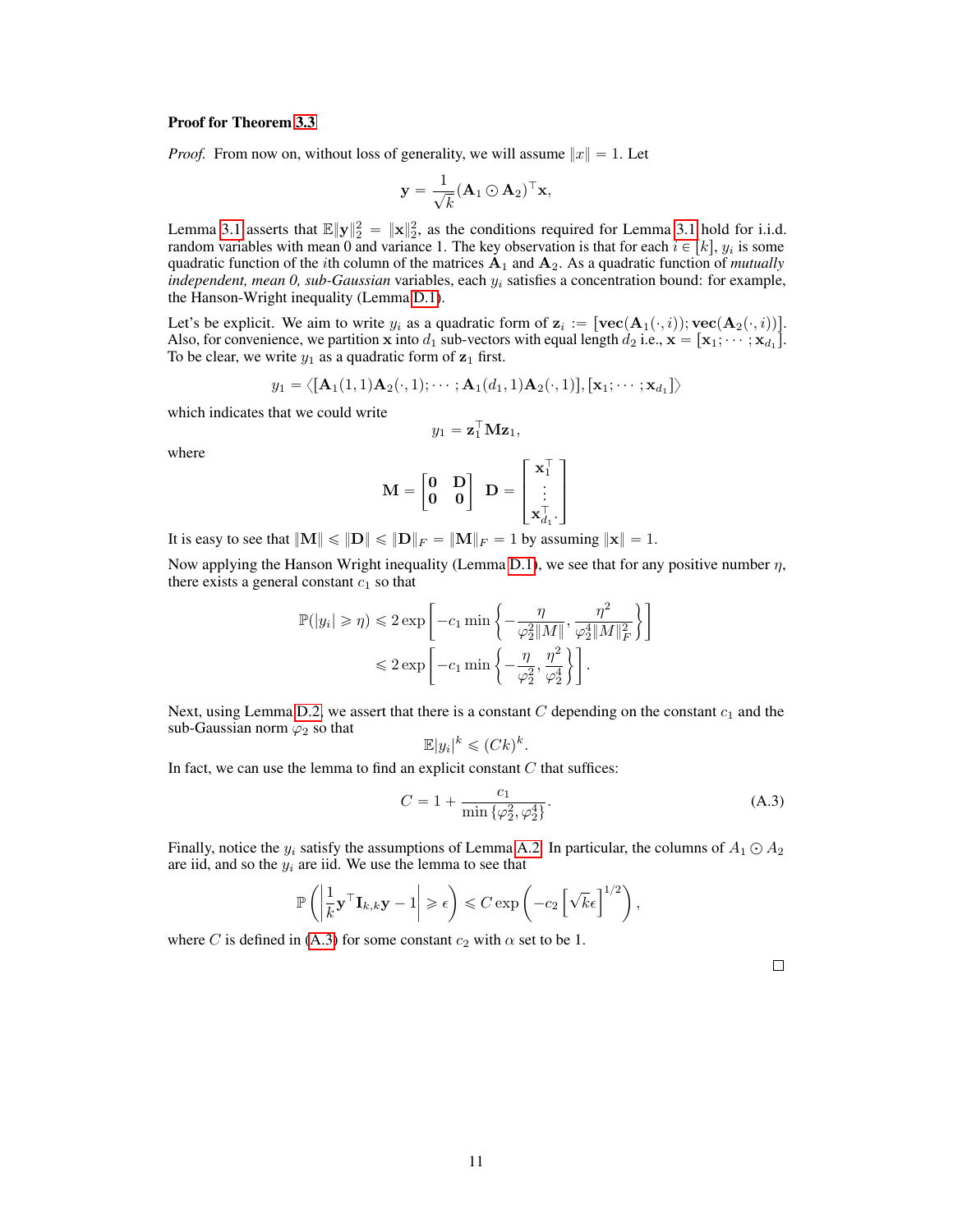**Proof for Theorem 3.3**

*Proof.* From now on, without loss of generality, we will assume $\|x\| = 1$. Let

$$\mathbf{y} = \frac{1}{\sqrt{k}}(\mathbf{A}_1 \odot \mathbf{A}_2)^\top \mathbf{x},$$

Lemma 3.1 asserts that $\mathbb{E}\|\mathbf{y}\|_2^2 = \|\mathbf{x}\|_2^2$, as the conditions required for Lemma 3.1 hold for i.i.d. random variables with mean 0 and variance 1. The key observation is that for each $i \in [k]$, $y_i$ is some quadratic function of the $i$th column of the matrices $\mathbf{A}_1$ and $\mathbf{A}_2$. As a quadratic function of *mutually independent, mean 0, sub-Gaussian* variables, each $y_i$ satisfies a concentration bound: for example, the Hanson-Wright inequality (Lemma D.1).

Let's be explicit. We aim to write $y_i$ as a quadratic form of $\mathbf{z}_i := [\mathbf{vec}(\mathbf{A}_1(\cdot, i)); \mathbf{vec}(\mathbf{A}_2(\cdot, i))]$. Also, for convenience, we partition $\mathbf{x}$ into $d_1$ sub-vectors with equal length $d_2$ i.e., $\mathbf{x} = [\mathbf{x}_1; \cdots ; \mathbf{x}_{d_1}]$. To be clear, we write $y_1$ as a quadratic form of $\mathbf{z}_1$ first.

$$y_1 = \langle [\mathbf{A}_1(1,1)\mathbf{A}_2(\cdot,1); \cdots ; \mathbf{A}_1(d_1,1)\mathbf{A}_2(\cdot,1)], [\mathbf{x}_1; \cdots ; \mathbf{x}_{d_1}] \rangle$$

which indicates that we could write

$$y_1 = \mathbf{z}_1^\top \mathbf{M} \mathbf{z}_1,$$

where

$$\mathbf{M} = \begin{bmatrix} \mathbf{0} & \mathbf{D} \\ \mathbf{0} & \mathbf{0} \end{bmatrix} \quad \mathbf{D} = \begin{bmatrix} \mathbf{x}_1^\top \\ \vdots \\ \mathbf{x}_{d_1}^\top. \end{bmatrix}$$

It is easy to see that $\|\mathbf{M}\| \leqslant \|\mathbf{D}\| \leqslant \|\mathbf{D}\|_F = \|\mathbf{M}\|_F = 1$ by assuming $\|\mathbf{x}\| = 1$.

Now applying the Hanson Wright inequality (Lemma D.1), we see that for any positive number $\eta$, there exists a general constant $c_1$ so that

$$\begin{aligned}
\mathbb{P}(|y_i| \geqslant \eta) &\leqslant 2\exp\left[-c_1 \min\left\{-\frac{\eta}{\varphi_2^2\|M\|}, \frac{\eta^2}{\varphi_2^4\|M\|_F^2}\right\}\right] \\
&\leqslant 2\exp\left[-c_1 \min\left\{-\frac{\eta}{\varphi_2^2}, \frac{\eta^2}{\varphi_2^4}\right\}\right].
\end{aligned}$$

Next, using Lemma D.2, we assert that there is a constant $C$ depending on the constant $c_1$ and the sub-Gaussian norm $\varphi_2$ so that

$$\mathbb{E}|y_i|^k \leqslant (Ck)^k.$$

In fact, we can use the lemma to find an explicit constant $C$ that suffices:

$$C = 1 + \frac{c_1}{\min\{\varphi_2^2, \varphi_2^4\}}. \tag{A.3}$$

Finally, notice the $y_i$ satisfy the assumptions of Lemma A.2. In particular, the columns of $A_1 \odot A_2$ are iid, and so the $y_i$ are iid. We use the lemma to see that

$$\mathbb{P}\left(\left|\frac{1}{k}\mathbf{y}^\top \mathbf{I}_{k,k}\mathbf{y} - 1\right| \geqslant \epsilon\right) \leqslant C\exp\left(-c_2\left[\sqrt{k}\epsilon\right]^{1/2}\right),$$

where $C$ is defined in (A.3) for some constant $c_2$ with $\alpha$ set to be 1.

$\square$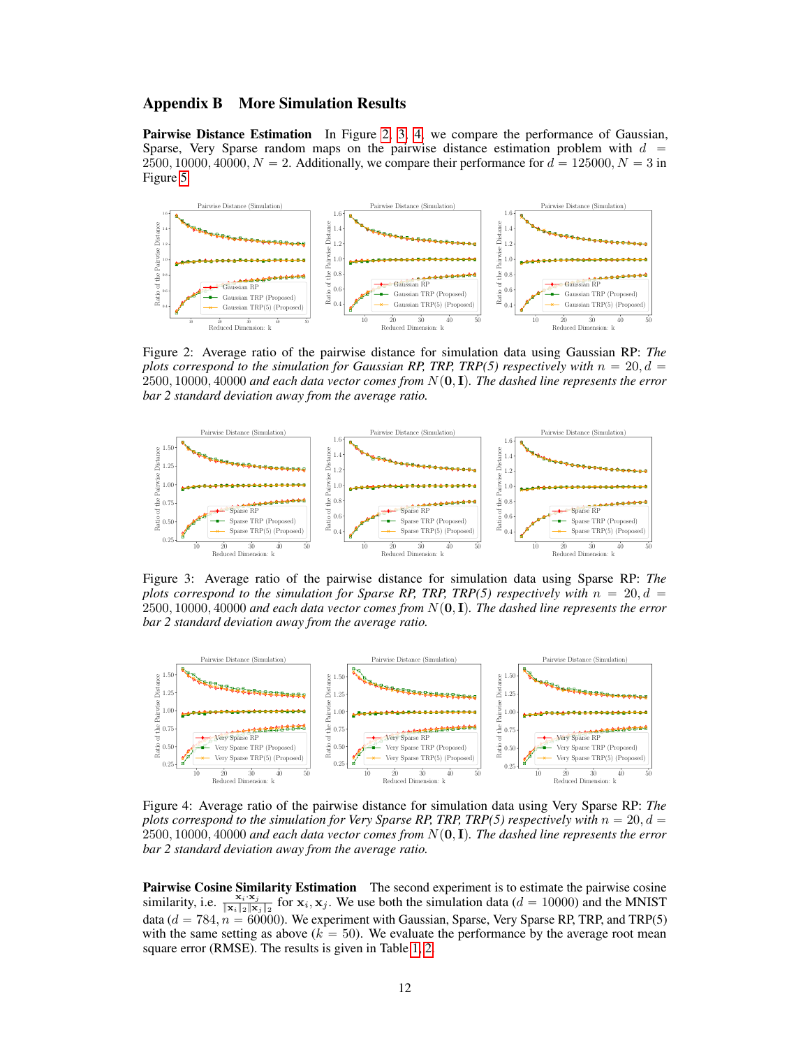## Appendix B More Simulation Results

**Pairwise Distance Estimation** In Figure 2, 3, 4, we compare the performance of Gaussian, Sparse, Very Sparse random maps on the pairwise distance estimation problem with $d = 2500, 10000, 40000$, $N = 2$. Additionally, we compare their performance for $d = 125000$, $N = 3$ in Figure 5.

Figure 2: Average ratio of the pairwise distance for simulation data using Gaussian RP: *The plots correspond to the simulation for Gaussian RP, TRP, TRP(5) respectively with $n = 20, d = 2500, 10000, 40000$ and each data vector comes from $N(\mathbf{0}, \mathbf{I})$. The dashed line represents the error bar 2 standard deviation away from the average ratio.*

Figure 3: Average ratio of the pairwise distance for simulation data using Sparse RP: *The plots correspond to the simulation for Sparse RP, TRP, TRP(5) respectively with $n = 20, d = 2500, 10000, 40000$ and each data vector comes from $N(\mathbf{0}, \mathbf{I})$. The dashed line represents the error bar 2 standard deviation away from the average ratio.*

Figure 4: Average ratio of the pairwise distance for simulation data using Very Sparse RP: *The plots correspond to the simulation for Very Sparse RP, TRP, TRP(5) respectively with $n = 20, d = 2500, 10000, 40000$ and each data vector comes from $N(\mathbf{0}, \mathbf{I})$. The dashed line represents the error bar 2 standard deviation away from the average ratio.*

**Pairwise Cosine Similarity Estimation** The second experiment is to estimate the pairwise cosine similarity, i.e. $\frac{\mathbf{x}_i \cdot \mathbf{x}_j}{\|\mathbf{x}_i\|_2 \|\mathbf{x}_j\|_2}$ for $\mathbf{x}_i, \mathbf{x}_j$. We use both the simulation data ($d = 10000$) and the MNIST data ($d = 784, n = 60000$). We experiment with Gaussian, Sparse, Very Sparse RP, TRP, and TRP(5) with the same setting as above ($k = 50$). We evaluate the performance by the average root mean square error (RMSE). The results is given in Table 1, 2.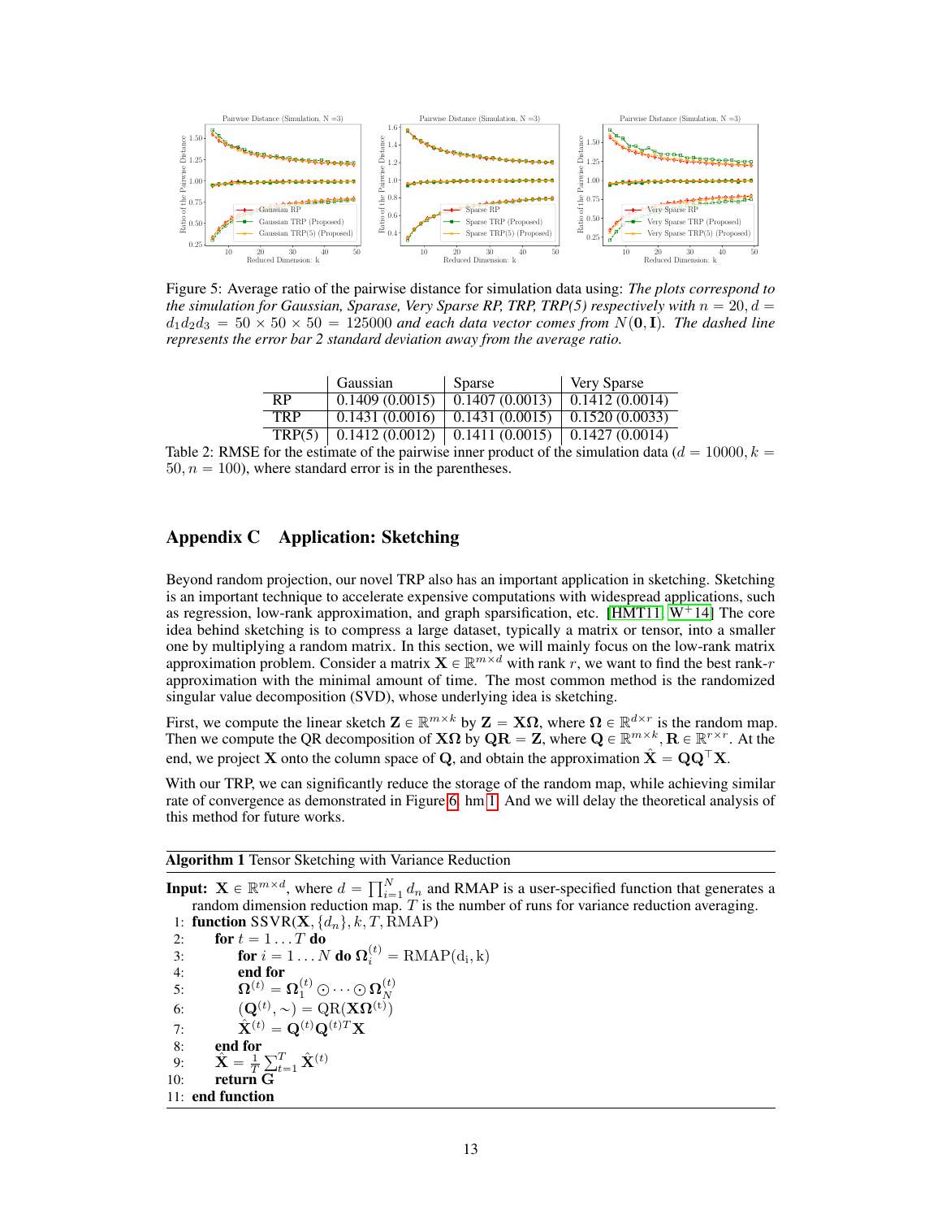Figure 5: Average ratio of the pairwise distance for simulation data using: *The plots correspond to the simulation for Gaussian, Sparase, Very Sparse RP, TRP, TRP(5) respectively with* $n = 20, d = d_1 d_2 d_3 = 50 \times 50 \times 50 = 125000$ *and each data vector comes from* $N(\mathbf{0}, \mathbf{I})$. *The dashed line represents the error bar 2 standard deviation away from the average ratio.*

| | Gaussian | Sparse | Very Sparse |
|---|---|---|---|
| RP | 0.1409 (0.0015) | 0.1407 (0.0013) | 0.1412 (0.0014) |
| TRP | 0.1431 (0.0016) | 0.1431 (0.0015) | 0.1520 (0.0033) |
| TRP(5) | 0.1412 (0.0012) | 0.1411 (0.0015) | 0.1427 (0.0014) |

Table 2: RMSE for the estimate of the pairwise inner product of the simulation data ($d = 10000, k = 50, n = 100$), where standard error is in the parentheses.

## Appendix C Application: Sketching

Beyond random projection, our novel TRP also has an important application in sketching. Sketching is an important technique to accelerate expensive computations with widespread applications, such as regression, low-rank approximation, and graph sparsification, etc. [HMT11, W+14] The core idea behind sketching is to compress a large dataset, typically a matrix or tensor, into a smaller one by multiplying a random matrix. In this section, we will mainly focus on the low-rank matrix approximation problem. Consider a matrix $\mathbf{X} \in \mathbb{R}^{m \times d}$ with rank $r$, we want to find the best rank-$r$ approximation with the minimal amount of time. The most common method is the randomized singular value decomposition (SVD), whose underlying idea is sketching.

First, we compute the linear sketch $\mathbf{Z} \in \mathbb{R}^{m \times k}$ by $\mathbf{Z} = \mathbf{X}\mathbf{\Omega}$, where $\mathbf{\Omega} \in \mathbb{R}^{d \times r}$ is the random map. Then we compute the QR decomposition of $\mathbf{X}\mathbf{\Omega}$ by $\mathbf{Q}\mathbf{R} = \mathbf{Z}$, where $\mathbf{Q} \in \mathbb{R}^{m \times k}, \mathbf{R} \in \mathbb{R}^{r \times r}$. At the end, we project $\mathbf{X}$ onto the column space of $\mathbf{Q}$, and obtain the approximation $\hat{\mathbf{X}} = \mathbf{Q}\mathbf{Q}^\top \mathbf{X}$.

With our TRP, we can significantly reduce the storage of the random map, while achieving similar rate of convergence as demonstrated in Figure 6. hm 1. And we will delay the theoretical analysis of this method for future works.

**Algorithm 1** Tensor Sketching with Variance Reduction

**Input:** $\mathbf{X} \in \mathbb{R}^{m \times d}$, where $d = \prod_{i=1}^{N} d_n$ and RMAP is a user-specified function that generates a random dimension reduction map. $T$ is the number of runs for variance reduction averaging.

```
1:  function SSVR(X, {d_n}, k, T, RMAP)
2:      for t = 1 ... T do
3:          for i = 1 ... N do Ω_i^(t) = RMAP(d_i, k)
4:          end for
5:          Ω^(t) = Ω_1^(t) ⊙ ··· ⊙ Ω_N^(t)
6:          (Q^(t), ~) = QR(XΩ^(t))
7:          X̂^(t) = Q^(t) Q^(t)T X
8:      end for
9:      X̂ = (1/T) Σ_{t=1}^{T} X̂^(t)
10:     return G
11: end function
```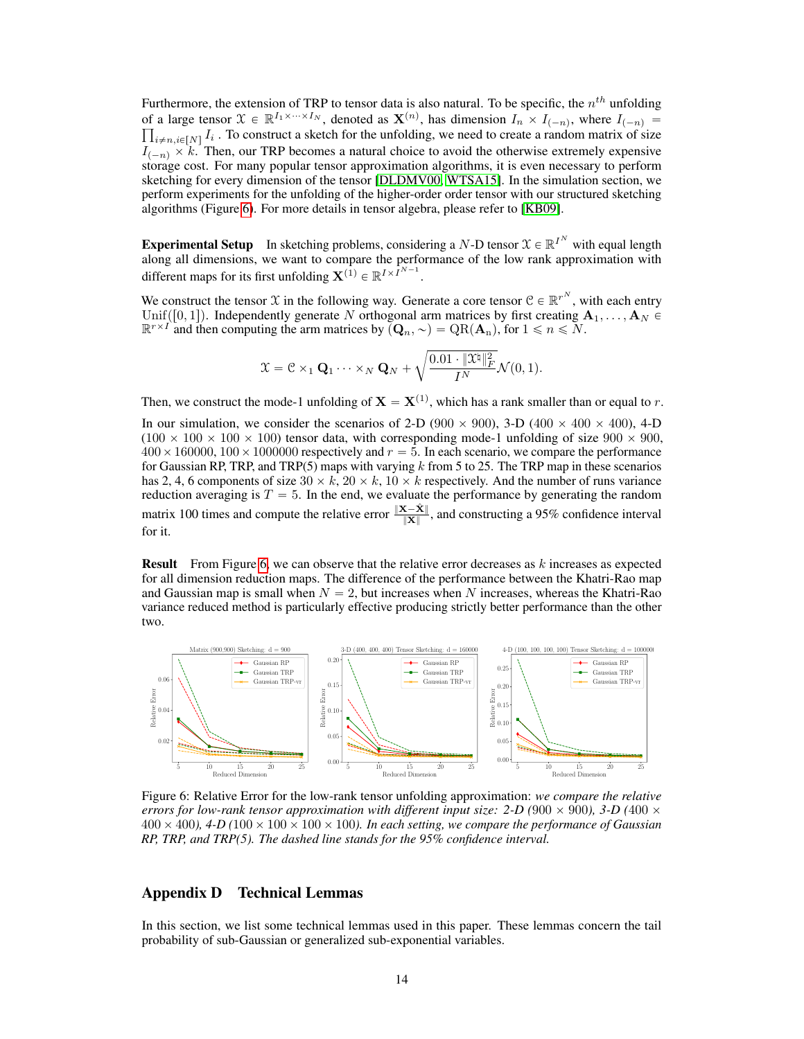Furthermore, the extension of TRP to tensor data is also natural. To be specific, the $n^{th}$ unfolding of a large tensor $\mathcal{X} \in \mathbb{R}^{I_1 \times \cdots \times I_N}$, denoted as $\mathbf{X}^{(n)}$, has dimension $I_n \times I_{(-n)}$, where $I_{(-n)} = \prod_{i \neq n, i \in [N]} I_i$ . To construct a sketch for the unfolding, we need to create a random matrix of size $I_{(-n)} \times k$. Then, our TRP becomes a natural choice to avoid the otherwise extremely expensive storage cost. For many popular tensor approximation algorithms, it is even necessary to perform sketching for every dimension of the tensor [DLDMV00, WTSA15]. In the simulation section, we perform experiments for the unfolding of the higher-order order tensor with our structured sketching algorithms (Figure 6). For more details in tensor algebra, please refer to [KB09].

**Experimental Setup** In sketching problems, considering a $N$-D tensor $\mathcal{X} \in \mathbb{R}^{I^N}$ with equal length along all dimensions, we want to compare the performance of the low rank approximation with different maps for its first unfolding $\mathbf{X}^{(1)} \in \mathbb{R}^{I \times I^{N-1}}$.

We construct the tensor $\mathcal{X}$ in the following way. Generate a core tensor $\mathcal{C} \in \mathbb{R}^{r^N}$, with each entry $\text{Unif}([0, 1])$. Independently generate $N$ orthogonal arm matrices by first creating $\mathbf{A}_1, \ldots, \mathbf{A}_N \in \mathbb{R}^{r \times I}$ and then computing the arm matrices by $(\mathbf{Q}_n, \sim) = \text{QR}(\mathbf{A}_n)$, for $1 \leqslant n \leqslant N$.

$$\mathcal{X} = \mathcal{C} \times_1 \mathbf{Q}_1 \cdots \times_N \mathbf{Q}_N + \sqrt{\frac{0.01 \cdot \|\mathcal{X}^\natural\|_F^2}{I^N}} \mathcal{N}(0, 1).$$

Then, we construct the mode-1 unfolding of $\mathbf{X} = \mathbf{X}^{(1)}$, which has a rank smaller than or equal to $r$.

In our simulation, we consider the scenarios of 2-D ($900 \times 900$), 3-D ($400 \times 400 \times 400$), 4-D ($100 \times 100 \times 100 \times 100$) tensor data, with corresponding mode-1 unfolding of size $900 \times 900$, $400 \times 160000$, $100 \times 1000000$ respectively and $r = 5$. In each scenario, we compare the performance for Gaussian RP, TRP, and TRP(5) maps with varying $k$ from 5 to 25. The TRP map in these scenarios has 2, 4, 6 components of size $30 \times k$, $20 \times k$, $10 \times k$ respectively. And the number of runs variance reduction averaging is $T = 5$. In the end, we evaluate the performance by generating the random matrix 100 times and compute the relative error $\frac{\|\mathbf{X} - \hat{\mathbf{X}}\|}{\|\mathbf{X}\|}$, and constructing a 95% confidence interval for it.

**Result** From Figure 6, we can observe that the relative error decreases as $k$ increases as expected for all dimension reduction maps. The difference of the performance between the Khatri-Rao map and Gaussian map is small when $N = 2$, but increases when $N$ increases, whereas the Khatri-Rao variance reduced method is particularly effective producing strictly better performance than the other two.

Figure 6: Relative Error for the low-rank tensor unfolding approximation: *we compare the relative errors for low-rank tensor approximation with different input size: 2-D (*$900 \times 900$*), 3-D (*$400 \times 400 \times 400$*), 4-D (*$100 \times 100 \times 100 \times 100$*). In each setting, we compare the performance of Gaussian RP, TRP, and TRP(5). The dashed line stands for the 95% confidence interval.*

## Appendix D Technical Lemmas

In this section, we list some technical lemmas used in this paper. These lemmas concern the tail probability of sub-Gaussian or generalized sub-exponential variables.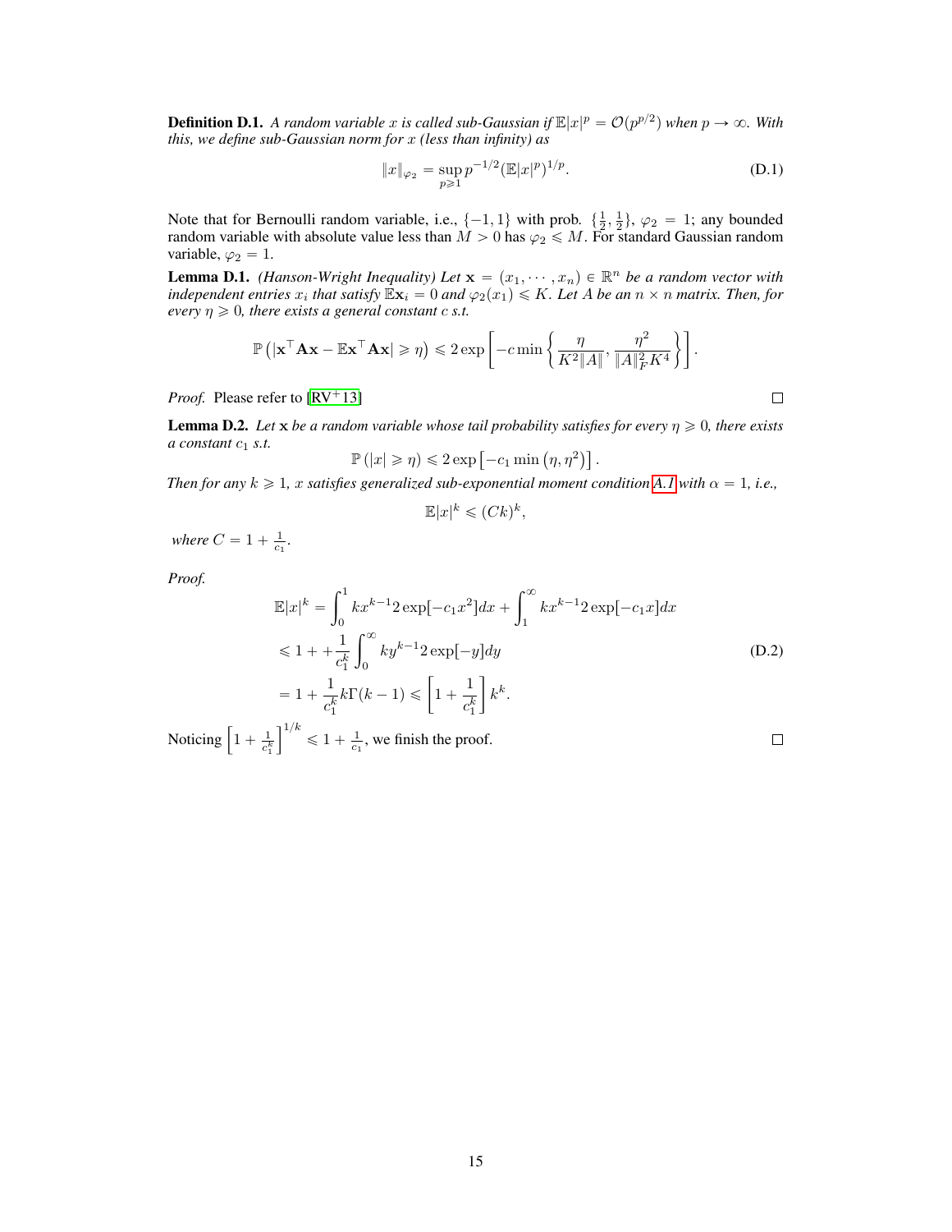**Definition D.1.** *A random variable $x$ is called sub-Gaussian if $\mathbb{E}|x|^p = \mathcal{O}(p^{p/2})$ when $p \to \infty$. With this, we define sub-Gaussian norm for $x$ (less than infinity) as*

$$\|x\|_{\varphi_2} = \sup_{p \geqslant 1} p^{-1/2} (\mathbb{E}|x|^p)^{1/p}. \tag{D.1}$$

Note that for Bernoulli random variable, i.e., $\{-1, 1\}$ with prob. $\{\frac{1}{2}, \frac{1}{2}\}$, $\varphi_2 = 1$; any bounded random variable with absolute value less than $M > 0$ has $\varphi_2 \leqslant M$. For standard Gaussian random variable, $\varphi_2 = 1$.

**Lemma D.1.** *(Hanson-Wright Inequality) Let $\mathbf{x} = (x_1, \cdots, x_n) \in \mathbb{R}^n$ be a random vector with independent entries $x_i$ that satisfy $\mathbb{E}\mathbf{x}_i = 0$ and $\varphi_2(x_1) \leqslant K$. Let $A$ be an $n \times n$ matrix. Then, for every $\eta \geqslant 0$, there exists a general constant $c$ s.t.*

$$\mathbb{P}\left(|\mathbf{x}^\top \mathbf{A}\mathbf{x} - \mathbb{E}\mathbf{x}^\top \mathbf{A}\mathbf{x}| \geqslant \eta\right) \leqslant 2\exp\left[-c \min\left\{\frac{\eta}{K^2\|A\|}, \frac{\eta^2}{\|A\|_F^2 K^4}\right\}\right].$$

*Proof.* Please refer to [RV+13] □

**Lemma D.2.** *Let $\mathbf{x}$ be a random variable whose tail probability satisfies for every $\eta \geqslant 0$, there exists a constant $c_1$ s.t.*

$$\mathbb{P}\left(|x| \geqslant \eta\right) \leqslant 2\exp\left[-c_1 \min\left(\eta, \eta^2\right)\right].$$

*Then for any $k \geqslant 1$, $x$ satisfies generalized sub-exponential moment condition A.1 with $\alpha = 1$, i.e.,*

$$\mathbb{E}|x|^k \leqslant (Ck)^k,$$

*where $C = 1 + \frac{1}{c_1}$.*

*Proof.*

$$\begin{aligned}
\mathbb{E}|x|^k &= \int_0^1 kx^{k-1} 2\exp[-c_1 x^2] dx + \int_1^\infty kx^{k-1} 2\exp[-c_1 x] dx \\
&\leqslant 1 + + \frac{1}{c_1^k} \int_0^\infty ky^{k-1} 2\exp[-y] dy \\
&= 1 + \frac{1}{c_1^k} k\Gamma(k-1) \leqslant \left[1 + \frac{1}{c_1^k}\right] k^k.
\end{aligned} \tag{D.2}$$

Noticing $\left[1 + \frac{1}{c_1^k}\right]^{1/k} \leqslant 1 + \frac{1}{c_1}$, we finish the proof. □